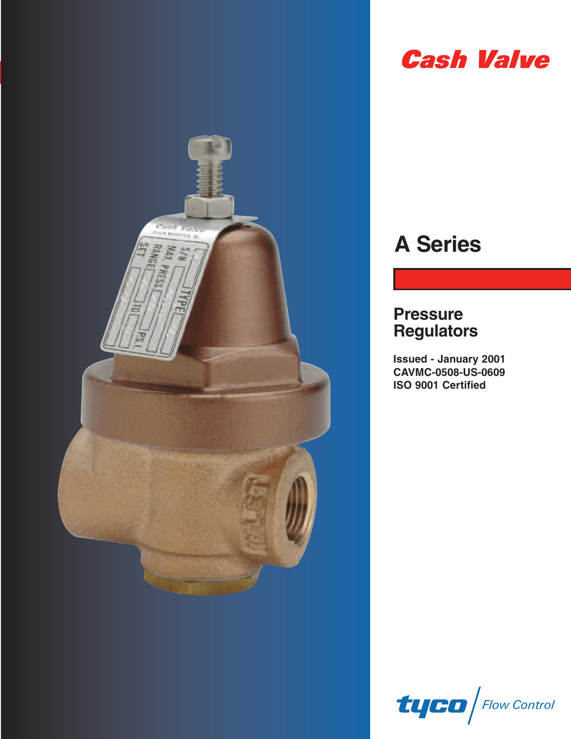# Cash Valve

## A Series

### Pressure Regulators

**Issued - January 2001**
**CAVMC-0508-US-0609**
**ISO 9001 Certified**

tyco | Flow Control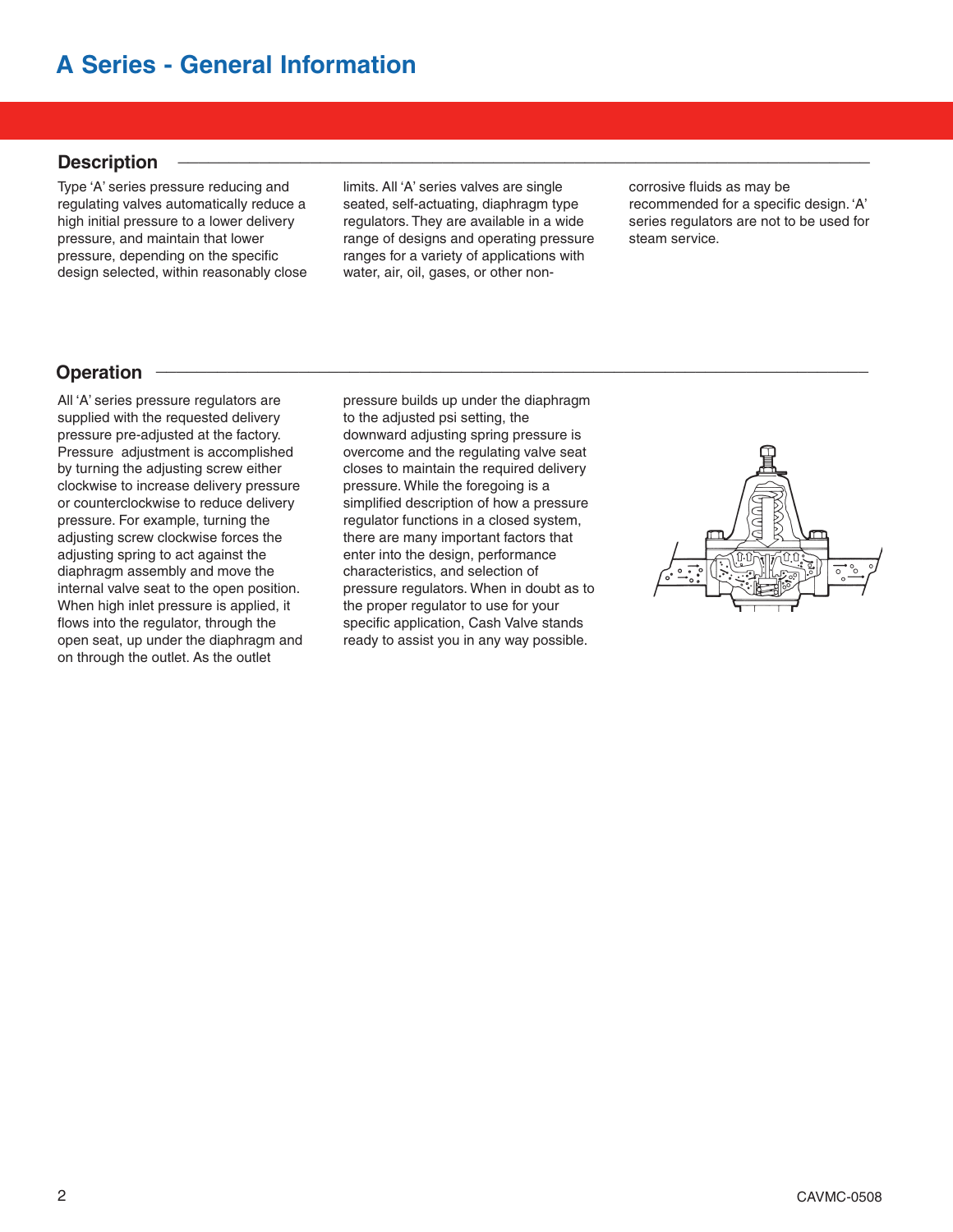# A Series - General Information

## Description

Type 'A' series pressure reducing and regulating valves automatically reduce a high initial pressure to a lower delivery pressure, and maintain that lower pressure, depending on the specific design selected, within reasonably close limits. All 'A' series valves are single seated, self-actuating, diaphragm type regulators. They are available in a wide range of designs and operating pressure ranges for a variety of applications with water, air, oil, gases, or other non-corrosive fluids as may be recommended for a specific design. 'A' series regulators are not to be used for steam service.

## Operation

All 'A' series pressure regulators are supplied with the requested delivery pressure pre-adjusted at the factory. Pressure adjustment is accomplished by turning the adjusting screw either clockwise to increase delivery pressure or counterclockwise to reduce delivery pressure. For example, turning the adjusting screw clockwise forces the adjusting spring to act against the diaphragm assembly and move the internal valve seat to the open position. When high inlet pressure is applied, it flows into the regulator, through the open seat, up under the diaphragm and on through the outlet. As the outlet pressure builds up under the diaphragm to the adjusted psi setting, the downward adjusting spring pressure is overcome and the regulating valve seat closes to maintain the required delivery pressure. While the foregoing is a simplified description of how a pressure regulator functions in a closed system, there are many important factors that enter into the design, performance characteristics, and selection of pressure regulators. When in doubt as to the proper regulator to use for your specific application, Cash Valve stands ready to assist you in any way possible.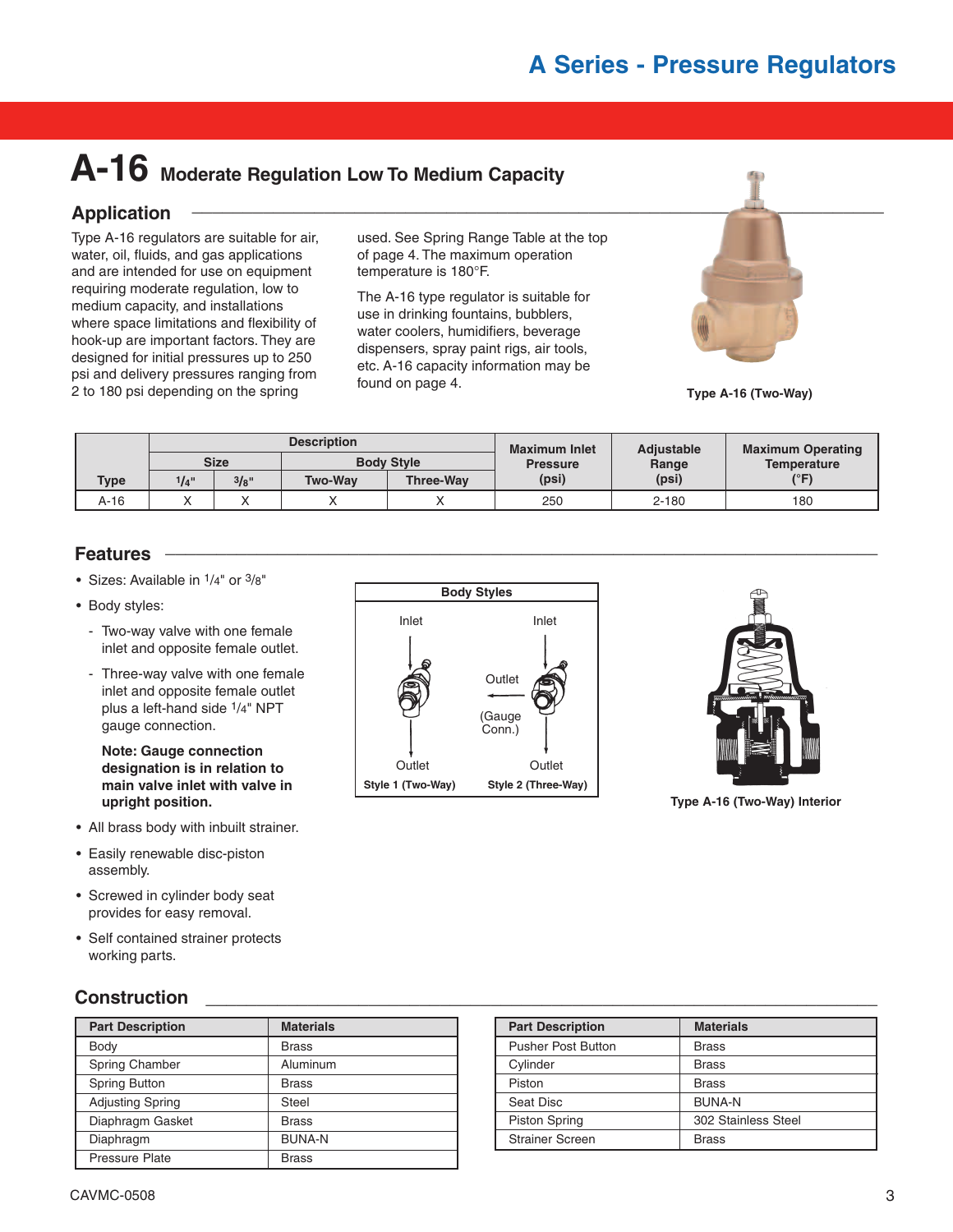# A-16 Moderate Regulation Low To Medium Capacity

## Application

Type A-16 regulators are suitable for air, water, oil, fluids, and gas applications and are intended for use on equipment requiring moderate regulation, low to medium capacity, and installations where space limitations and flexibility of hook-up are important factors. They are designed for initial pressures up to 250 psi and delivery pressures ranging from 2 to 180 psi depending on the spring used. See Spring Range Table at the top of page 4. The maximum operation temperature is 180°F.

The A-16 type regulator is suitable for use in drinking fountains, bubblers, water coolers, humidifiers, beverage dispensers, spray paint rigs, air tools, etc. A-16 capacity information may be found on page 4.

Type A-16 (Two-Way)

| Type | Description | | | | Maximum Inlet Pressure (psi) | Adjustable Range (psi) | Maximum Operating Temperature (°F) |
|---|---|---|---|---|---|---|---|
| | Size | | Body Style | | | | |
| | 1/4" | 3/8" | Two-Way | Three-Way | | | |
| A-16 | X | X | X | X | 250 | 2-180 | 180 |

## Features

- Sizes: Available in 1/4" or 3/8"
- Body styles:
  - Two-way valve with one female inlet and opposite female outlet.
  - Three-way valve with one female inlet and opposite female outlet plus a left-hand side 1/4" NPT gauge connection.

  **Note: Gauge connection designation is in relation to main valve inlet with valve in upright position.**
- All brass body with inbuilt strainer.
- Easily renewable disc-piston assembly.
- Screwed in cylinder body seat provides for easy removal.
- Self contained strainer protects working parts.

**Body Styles**

Inlet / Outlet — Style 1 (Two-Way)

Inlet / Outlet (Gauge Conn.) / Outlet — Style 2 (Three-Way)

Type A-16 (Two-Way) Interior

## Construction

| Part Description | Materials |
|---|---|
| Body | Brass |
| Spring Chamber | Aluminum |
| Spring Button | Brass |
| Adjusting Spring | Steel |
| Diaphragm Gasket | Brass |
| Diaphragm | BUNA-N |
| Pressure Plate | Brass |

| Part Description | Materials |
|---|---|
| Pusher Post Button | Brass |
| Cylinder | Brass |
| Piston | Brass |
| Seat Disc | BUNA-N |
| Piston Spring | 302 Stainless Steel |
| Strainer Screen | Brass |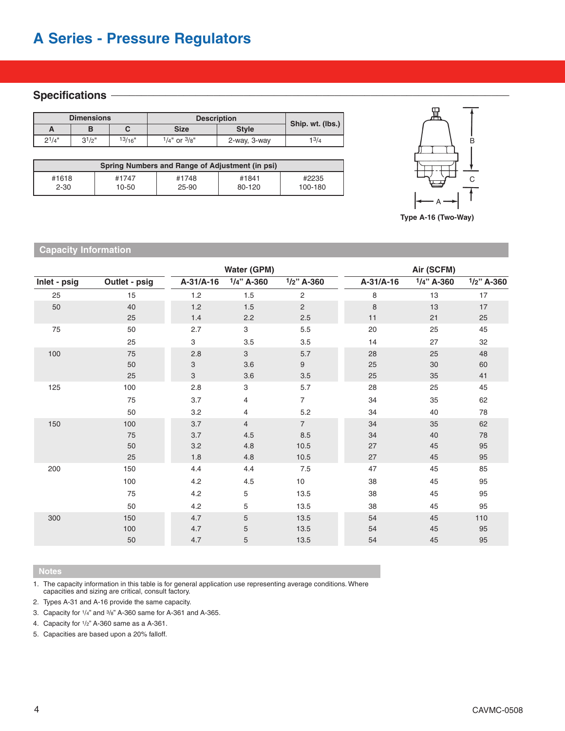# A Series - Pressure Regulators

## Specifications

| Dimensions | | | Description | | Ship. wt. (lbs.) |
|---|---|---|---|---|---|
| A | B | C | Size | Style | |
| 2 1/4" | 3 1/2" | 13/16" | 1/4" or 3/8" | 2-way, 3-way | 1 3/4 |

| Spring Numbers and Range of Adjustment (in psi) | | | | |
|---|---|---|---|---|
| #1618<br>2-30 | #1747<br>10-50 | #1748<br>25-90 | #1841<br>80-120 | #2235<br>100-180 |

Type A-16 (Two-Way)

## Capacity Information

| | | Water (GPM) | | | Air (SCFM) | | |
|---|---|---|---|---|---|---|---|
| Inlet - psig | Outlet - psig | A-31/A-16 | 1/4" A-360 | 1/2" A-360 | A-31/A-16 | 1/4" A-360 | 1/2" A-360 |
| 25 | 15 | 1.2 | 1.5 | 2 | 8 | 13 | 17 |
| 50 | 40 | 1.2 | 1.5 | 2 | 8 | 13 | 17 |
| | 25 | 1.4 | 2.2 | 2.5 | 11 | 21 | 25 |
| 75 | 50 | 2.7 | 3 | 5.5 | 20 | 25 | 45 |
| | 25 | 3 | 3.5 | 3.5 | 14 | 27 | 32 |
| 100 | 75 | 2.8 | 3 | 5.7 | 28 | 25 | 48 |
| | 50 | 3 | 3.6 | 9 | 25 | 30 | 60 |
| | 25 | 3 | 3.6 | 3.5 | 25 | 35 | 41 |
| 125 | 100 | 2.8 | 3 | 5.7 | 28 | 25 | 45 |
| | 75 | 3.7 | 4 | 7 | 34 | 35 | 62 |
| | 50 | 3.2 | 4 | 5.2 | 34 | 40 | 78 |
| 150 | 100 | 3.7 | 4 | 7 | 34 | 35 | 62 |
| | 75 | 3.7 | 4.5 | 8.5 | 34 | 40 | 78 |
| | 50 | 3.2 | 4.8 | 10.5 | 27 | 45 | 95 |
| | 25 | 1.8 | 4.8 | 10.5 | 27 | 45 | 95 |
| 200 | 150 | 4.4 | 4.4 | 7.5 | 47 | 45 | 85 |
| | 100 | 4.2 | 4.5 | 10 | 38 | 45 | 95 |
| | 75 | 4.2 | 5 | 13.5 | 38 | 45 | 95 |
| | 50 | 4.2 | 5 | 13.5 | 38 | 45 | 95 |
| 300 | 150 | 4.7 | 5 | 13.5 | 54 | 45 | 110 |
| | 100 | 4.7 | 5 | 13.5 | 54 | 45 | 95 |
| | 50 | 4.7 | 5 | 13.5 | 54 | 45 | 95 |

## Notes

1. The capacity information in this table is for general application use representing average conditions. Where capacities and sizing are critical, consult factory.
2. Types A-31 and A-16 provide the same capacity.
3. Capacity for 1/4" and 3/8" A-360 same for A-361 and A-365.
4. Capacity for 1/2" A-360 same as a A-361.
5. Capacities are based upon a 20% falloff.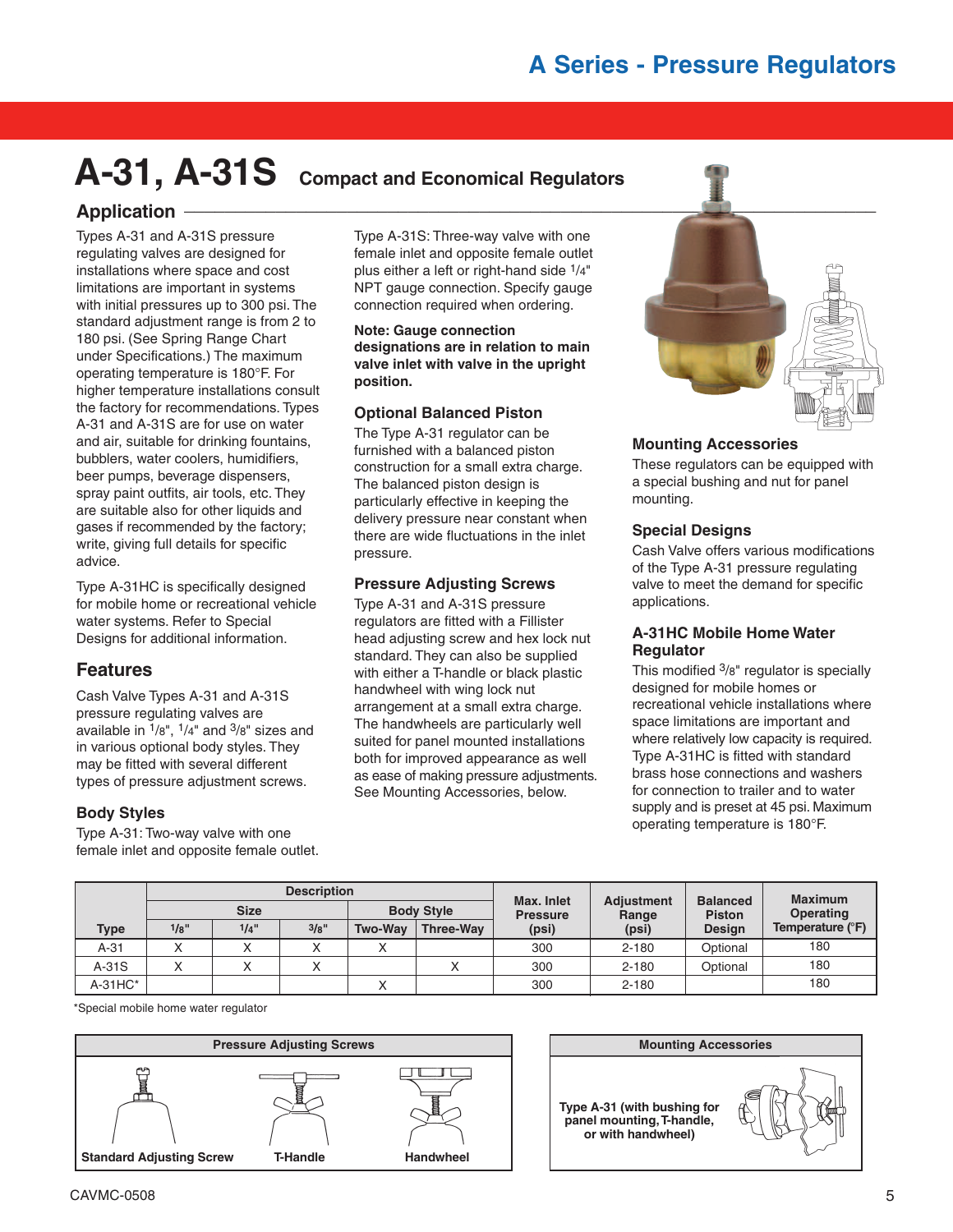# A Series - Pressure Regulators

# A-31, A-31S Compact and Economical Regulators

## Application

Types A-31 and A-31S pressure regulating valves are designed for installations where space and cost limitations are important in systems with initial pressures up to 300 psi. The standard adjustment range is from 2 to 180 psi. (See Spring Range Chart under Specifications.) The maximum operating temperature is 180°F. For higher temperature installations consult the factory for recommendations. Types A-31 and A-31S are for use on water and air, suitable for drinking fountains, bubblers, water coolers, humidifiers, beer pumps, beverage dispensers, spray paint outfits, air tools, etc. They are suitable also for other liquids and gases if recommended by the factory; write, giving full details for specific advice.

Type A-31HC is specifically designed for mobile home or recreational vehicle water systems. Refer to Special Designs for additional information.

## Features

Cash Valve Types A-31 and A-31S pressure regulating valves are available in 1/8", 1/4" and 3/8" sizes and in various optional body styles. They may be fitted with several different types of pressure adjustment screws.

### Body Styles

Type A-31: Two-way valve with one female inlet and opposite female outlet.

Type A-31S: Three-way valve with one female inlet and opposite female outlet plus either a left or right-hand side 1/4" NPT gauge connection. Specify gauge connection required when ordering.

**Note: Gauge connection designations are in relation to main valve inlet with valve in the upright position.**

### Optional Balanced Piston

The Type A-31 regulator can be furnished with a balanced piston construction for a small extra charge. The balanced piston design is particularly effective in keeping the delivery pressure near constant when there are wide fluctuations in the inlet pressure.

### Pressure Adjusting Screws

Type A-31 and A-31S pressure regulators are fitted with a Fillister head adjusting screw and hex lock nut standard. They can also be supplied with either a T-handle or black plastic handwheel with wing lock nut arrangement at a small extra charge. The handwheels are particularly well suited for panel mounted installations both for improved appearance as well as ease of making pressure adjustments. See Mounting Accessories, below.

### Mounting Accessories

These regulators can be equipped with a special bushing and nut for panel mounting.

### Special Designs

Cash Valve offers various modifications of the Type A-31 pressure regulating valve to meet the demand for specific applications.

### A-31HC Mobile Home Water Regulator

This modified 3/8" regulator is specially designed for mobile homes or recreational vehicle installations where space limitations are important and where relatively low capacity is required. Type A-31HC is fitted with standard brass hose connections and washers for connection to trailer and to water supply and is preset at 45 psi. Maximum operating temperature is 180°F.

| Type | Description | | | | | Max. Inlet Pressure (psi) | Adjustment Range (psi) | Balanced Piston Design | Maximum Operating Temperature (°F) |
|---|---|---|---|---|---|---|---|---|---|
| | Size | | | Body Style | | | | | |
| | 1/8" | 1/4" | 3/8" | Two-Way | Three-Way | | | | |
| A-31 | X | X | X | X | | 300 | 2-180 | Optional | 180 |
| A-31S | X | X | X | | X | 300 | 2-180 | Optional | 180 |
| A-31HC* | | | | X | | 300 | 2-180 | | 180 |

*Special mobile home water regulator

| Pressure Adjusting Screws | | |
|---|---|---|
| Standard Adjusting Screw | T-Handle | Handwheel |

| Mounting Accessories |
|---|
| Type A-31 (with bushing for panel mounting, T-handle, or with handwheel) |

CAVMC-0508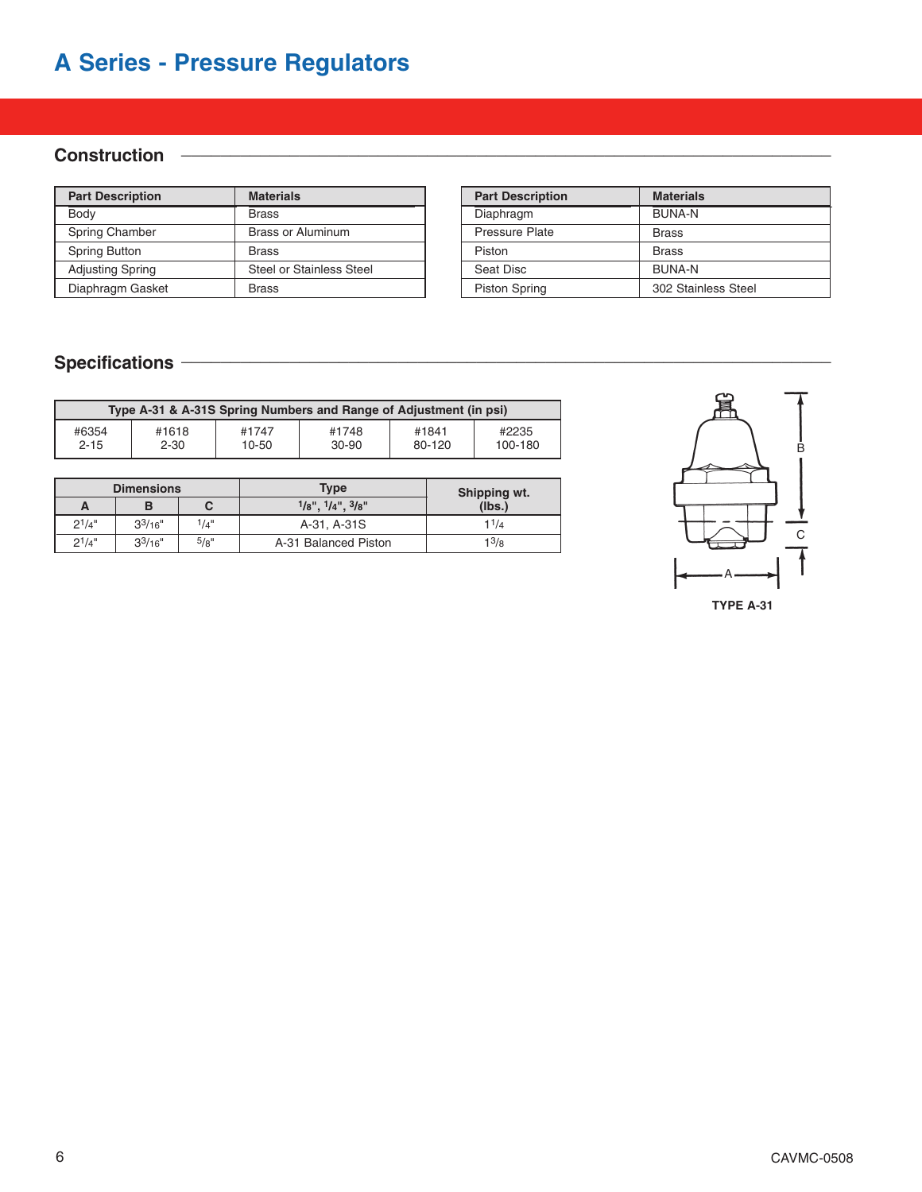# A Series - Pressure Regulators

## Construction

| Part Description | Materials |
|---|---|
| Body | Brass |
| Spring Chamber | Brass or Aluminum |
| Spring Button | Brass |
| Adjusting Spring | Steel or Stainless Steel |
| Diaphragm Gasket | Brass |

| Part Description | Materials |
|---|---|
| Diaphragm | BUNA-N |
| Pressure Plate | Brass |
| Piston | Brass |
| Seat Disc | BUNA-N |
| Piston Spring | 302 Stainless Steel |

## Specifications

| Type A-31 & A-31S Spring Numbers and Range of Adjustment (in psi) | | | | | |
|---|---|---|---|---|---|
| #6354 2-15 | #1618 2-30 | #1747 10-50 | #1748 30-90 | #1841 80-120 | #2235 100-180 |

| Dimensions | | | Type | Shipping wt. (lbs.) |
|---|---|---|---|---|
| A | B | C | 1/8", 1/4", 3/8" | |
| 2 1/4" | 3 3/16" | 1/4" | A-31, A-31S | 1 1/4 |
| 2 1/4" | 3 3/16" | 5/8" | A-31 Balanced Piston | 1 3/8 |

TYPE A-31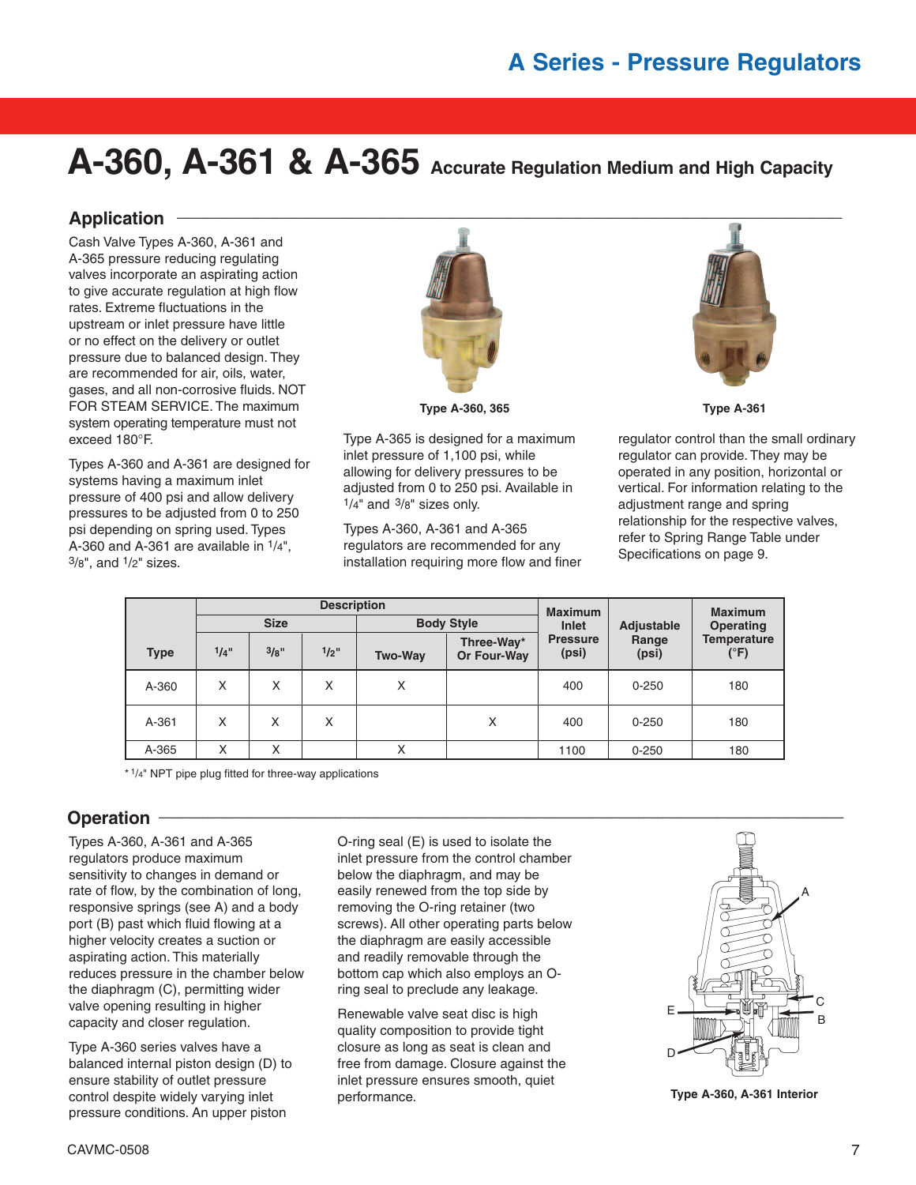# A-360, A-361 & A-365 Accurate Regulation Medium and High Capacity

## Application

Cash Valve Types A-360, A-361 and A-365 pressure reducing regulating valves incorporate an aspirating action to give accurate regulation at high flow rates. Extreme fluctuations in the upstream or inlet pressure have little or no effect on the delivery or outlet pressure due to balanced design. They are recommended for air, oils, water, gases, and all non-corrosive fluids. NOT FOR STEAM SERVICE. The maximum system operating temperature must not exceed 180°F.

Types A-360 and A-361 are designed for systems having a maximum inlet pressure of 400 psi and allow delivery pressures to be adjusted from 0 to 250 psi depending on spring used. Types A-360 and A-361 are available in 1/4", 3/8", and 1/2" sizes.

Type A-360, 365

Type A-361

Type A-365 is designed for a maximum inlet pressure of 1,100 psi, while allowing for delivery pressures to be adjusted from 0 to 250 psi. Available in 1/4" and 3/8" sizes only.

Types A-360, A-361 and A-365 regulators are recommended for any installation requiring more flow and finer regulator control than the small ordinary regulator can provide. They may be operated in any position, horizontal or vertical. For information relating to the adjustment range and spring relationship for the respective valves, refer to Spring Range Table under Specifications on page 9.

| Type | Description | | | | | Maximum Inlet Pressure (psi) | Adjustable Range (psi) | Maximum Operating Temperature (°F) |
|---|---|---|---|---|---|---|---|---|
| | Size | | | Body Style | | | | |
| | 1/4" | 3/8" | 1/2" | Two-Way | Three-Way* Or Four-Way | | | |
| A-360 | X | X | X | X | | 400 | 0-250 | 180 |
| A-361 | X | X | X | | X | 400 | 0-250 | 180 |
| A-365 | X | X | | X | | 1100 | 0-250 | 180 |

\* 1/4" NPT pipe plug fitted for three-way applications

## Operation

Types A-360, A-361 and A-365 regulators produce maximum sensitivity to changes in demand or rate of flow, by the combination of long, responsive springs (see A) and a body port (B) past which fluid flowing at a higher velocity creates a suction or aspirating action. This materially reduces pressure in the chamber below the diaphragm (C), permitting wider valve opening resulting in higher capacity and closer regulation.

Type A-360 series valves have a balanced internal piston design (D) to ensure stability of outlet pressure control despite widely varying inlet pressure conditions. An upper piston O-ring seal (E) is used to isolate the inlet pressure from the control chamber below the diaphragm, and may be easily renewed from the top side by removing the O-ring retainer (two screws). All other operating parts below the diaphragm are easily accessible and readily removable through the bottom cap which also employs an O-ring seal to preclude any leakage.

Renewable valve seat disc is high quality composition to provide tight closure as long as seat is clean and free from damage. Closure against the inlet pressure ensures smooth, quiet performance.

Type A-360, A-361 Interior

CAVMC-0508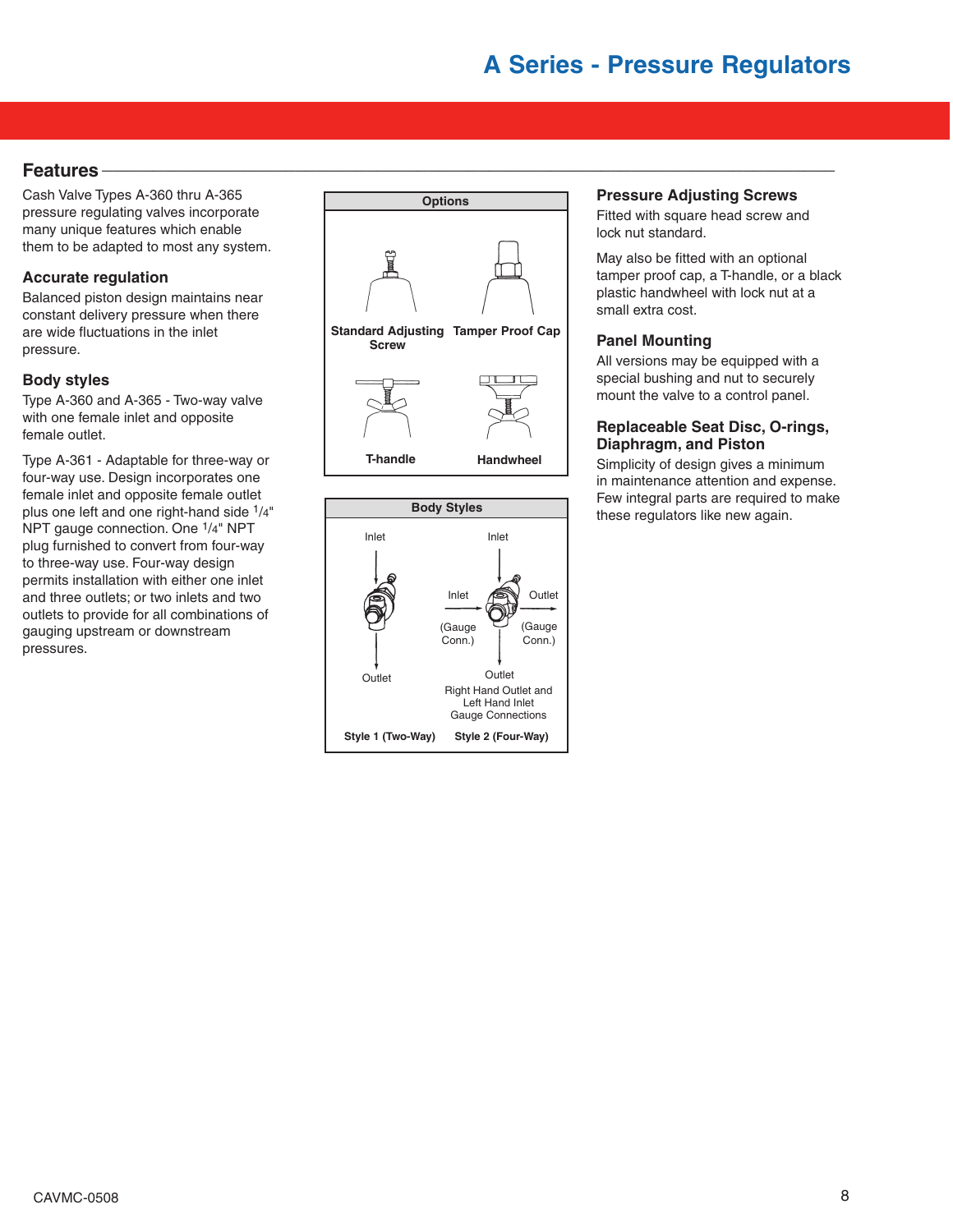## Features

Cash Valve Types A-360 thru A-365 pressure regulating valves incorporate many unique features which enable them to be adapted to most any system.

### Accurate regulation

Balanced piston design maintains near constant delivery pressure when there are wide fluctuations in the inlet pressure.

### Body styles

Type A-360 and A-365 - Two-way valve with one female inlet and opposite female outlet.

Type A-361 - Adaptable for three-way or four-way use. Design incorporates one female inlet and opposite female outlet plus one left and one right-hand side 1/4" NPT gauge connection. One 1/4" NPT plug furnished to convert from four-way to three-way use. Four-way design permits installation with either one inlet and three outlets; or two inlets and two outlets to provide for all combinations of gauging upstream or downstream pressures.

**Options**

Standard Adjusting Screw

Tamper Proof Cap

T-handle

Handwheel

**Body Styles**

Inlet

Outlet

Style 1 (Two-Way)

Inlet

Inlet (Gauge Conn.)

Outlet (Gauge Conn.)

Outlet

Right Hand Outlet and Left Hand Inlet Gauge Connections

Style 2 (Four-Way)

### Pressure Adjusting Screws

Fitted with square head screw and lock nut standard.

May also be fitted with an optional tamper proof cap, a T-handle, or a black plastic handwheel with lock nut at a small extra cost.

### Panel Mounting

All versions may be equipped with a special bushing and nut to securely mount the valve to a control panel.

### Replaceable Seat Disc, O-rings, Diaphragm, and Piston

Simplicity of design gives a minimum in maintenance attention and expense. Few integral parts are required to make these regulators like new again.

CAVMC-0508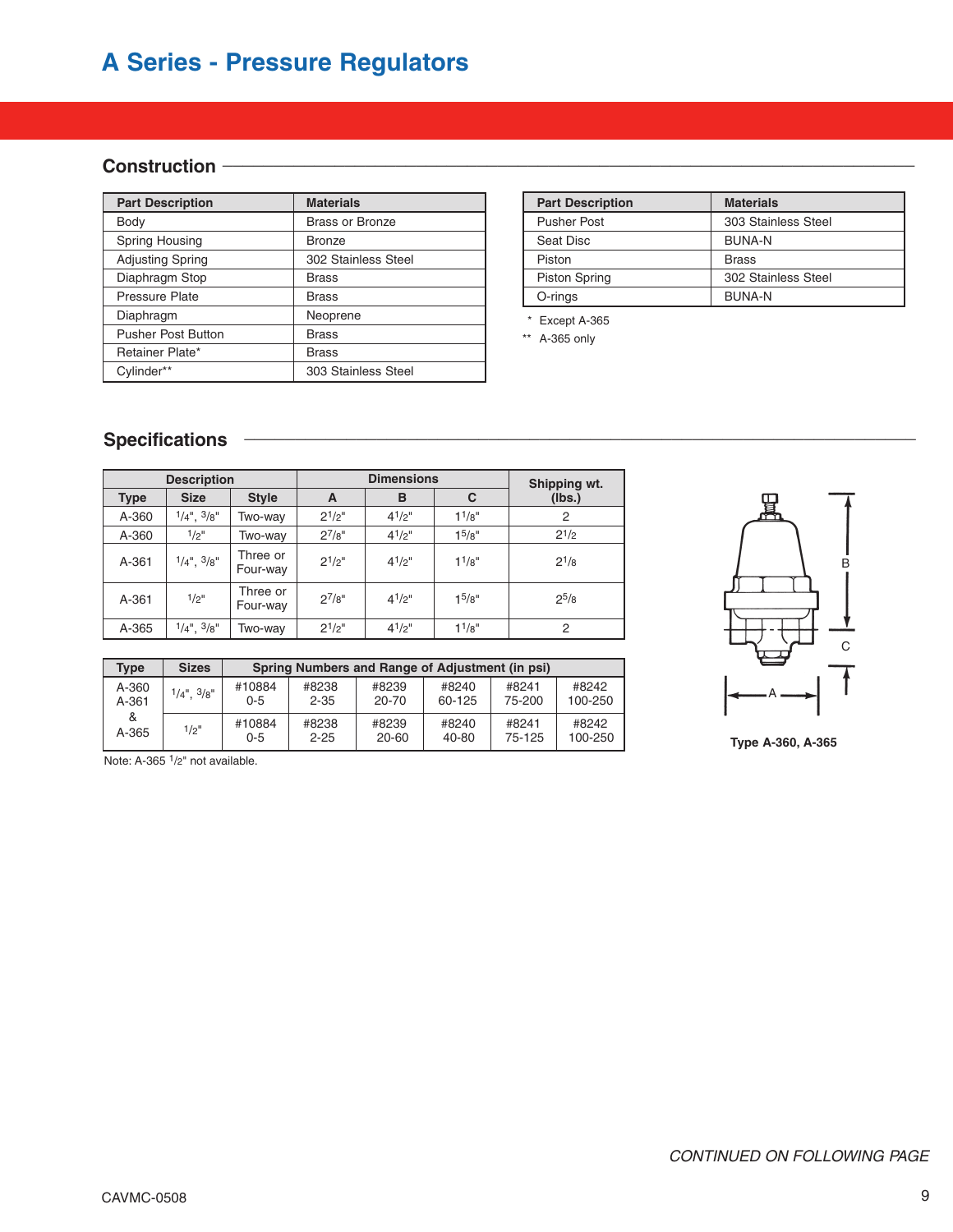# A Series - Pressure Regulators

## Construction

| Part Description | Materials |
|---|---|
| Body | Brass or Bronze |
| Spring Housing | Bronze |
| Adjusting Spring | 302 Stainless Steel |
| Diaphragm Stop | Brass |
| Pressure Plate | Brass |
| Diaphragm | Neoprene |
| Pusher Post Button | Brass |
| Retainer Plate* | Brass |
| Cylinder** | 303 Stainless Steel |

| Part Description | Materials |
|---|---|
| Pusher Post | 303 Stainless Steel |
| Seat Disc | BUNA-N |
| Piston | Brass |
| Piston Spring | 302 Stainless Steel |
| O-rings | BUNA-N |

\* Except A-365

\*\* A-365 only

## Specifications

| Description | | | Dimensions | | | Shipping wt. (lbs.) |
|---|---|---|---|---|---|---|
| Type | Size | Style | A | B | C | |
| A-360 | 1/4", 3/8" | Two-way | 2 1/2" | 4 1/2" | 1 1/8" | 2 |
| A-360 | 1/2" | Two-way | 2 7/8" | 4 1/2" | 1 5/8" | 2 1/2 |
| A-361 | 1/4", 3/8" | Three or Four-way | 2 1/2" | 4 1/2" | 1 1/8" | 2 1/8 |
| A-361 | 1/2" | Three or Four-way | 2 7/8" | 4 1/2" | 1 5/8" | 2 5/8 |
| A-365 | 1/4", 3/8" | Two-way | 2 1/2" | 4 1/2" | 1 1/8" | 2 |

| Type | Sizes | Spring Numbers and Range of Adjustment (in psi) | | | | | |
|---|---|---|---|---|---|---|---|
| A-360 A-361 & A-365 | 1/4", 3/8" | #10884 0-5 | #8238 2-35 | #8239 20-70 | #8240 60-125 | #8241 75-200 | #8242 100-250 |
| | 1/2" | #10884 0-5 | #8238 2-25 | #8239 20-60 | #8240 40-80 | #8241 75-125 | #8242 100-250 |

Note: A-365 1/2" not available.

**Type A-360, A-365**

*CONTINUED ON FOLLOWING PAGE*

CAVMC-0508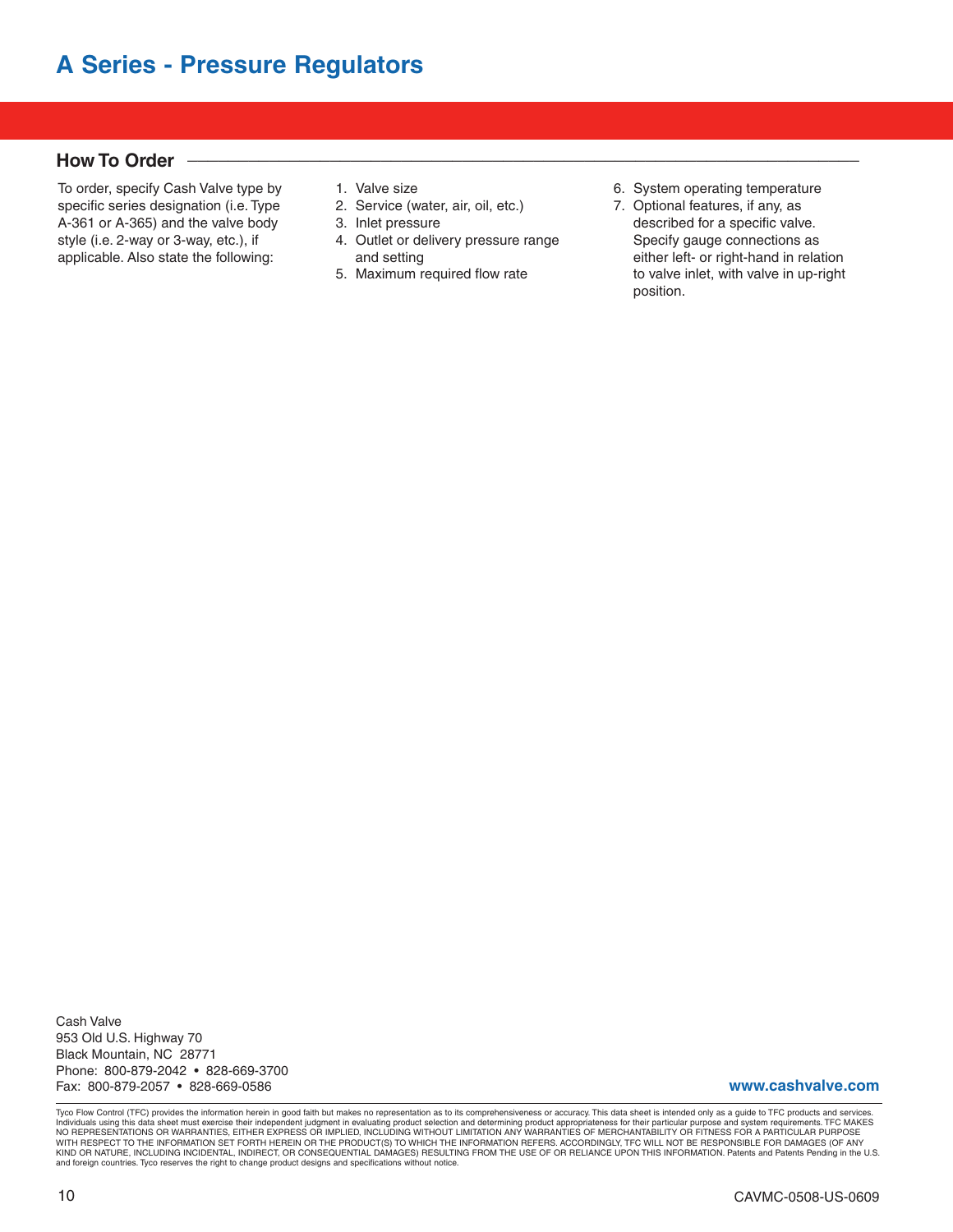# A Series - Pressure Regulators

## How To Order

To order, specify Cash Valve type by specific series designation (i.e. Type A-361 or A-365) and the valve body style (i.e. 2-way or 3-way, etc.), if applicable. Also state the following:

1. Valve size
2. Service (water, air, oil, etc.)
3. Inlet pressure
4. Outlet or delivery pressure range and setting
5. Maximum required flow rate
6. System operating temperature
7. Optional features, if any, as described for a specific valve. Specify gauge connections as either left- or right-hand in relation to valve inlet, with valve in up-right position.

Cash Valve
953 Old U.S. Highway 70
Black Mountain, NC 28771
Phone: 800-879-2042 • 828-669-3700
Fax: 800-879-2057 • 828-669-0586

**www.cashvalve.com**

Tyco Flow Control (TFC) provides the information herein in good faith but makes no representation as to its comprehensiveness or accuracy. This data sheet is intended only as a guide to TFC products and services. Individuals using this data sheet must exercise their independent judgment in evaluating product selection and determining product appropriateness for their particular purpose and system requirements. TFC MAKES NO REPRESENTATIONS OR WARRANTIES, EITHER EXPRESS OR IMPLIED, INCLUDING WITHOUT LIMITATION ANY WARRANTIES OF MERCHANTABILITY OR FITNESS FOR A PARTICULAR PURPOSE WITH RESPECT TO THE INFORMATION SET FORTH HEREIN OR THE PRODUCT(S) TO WHICH THE INFORMATION REFERS. ACCORDINGLY, TFC WILL NOT BE RESPONSIBLE FOR DAMAGES (OF ANY KIND OR NATURE, INCLUDING INCIDENTAL, INDIRECT, OR CONSEQUENTIAL DAMAGES) RESULTING FROM THE USE OF OR RELIANCE UPON THIS INFORMATION. Patents and Patents Pending in the U.S. and foreign countries. Tyco reserves the right to change product designs and specifications without notice.

CAVMC-0508-US-0609